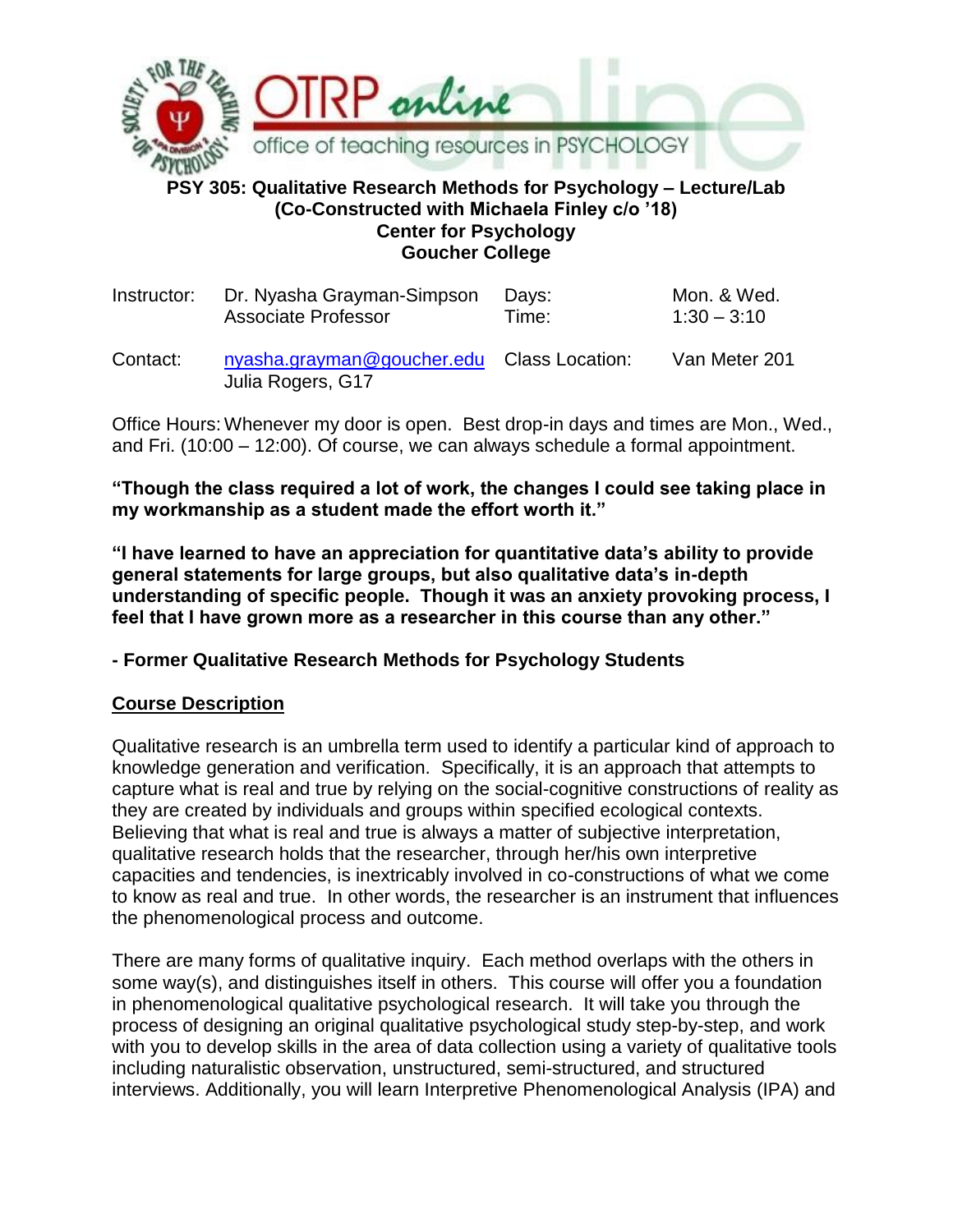# PSY 305: Qualitative Research Methods for Psychology – Lecture/Lab
## (Co-Constructed with Michaela Finley c/o '18)
## Center for Psychology
## Goucher College

| | | | |
|---|---|---|---|
| Instructor: | Dr. Nyasha Grayman-Simpson<br>Associate Professor | Days:<br>Time: | Mon. & Wed.<br>1:30 – 3:10 |
| Contact: | nyasha.grayman@goucher.edu<br>Julia Rogers, G17 | Class Location: | Van Meter 201 |

Office Hours: Whenever my door is open. Best drop-in days and times are Mon., Wed., and Fri. (10:00 – 12:00). Of course, we can always schedule a formal appointment.

**"Though the class required a lot of work, the changes I could see taking place in my workmanship as a student made the effort worth it."**

**"I have learned to have an appreciation for quantitative data's ability to provide general statements for large groups, but also qualitative data's in-depth understanding of specific people. Though it was an anxiety provoking process, I feel that I have grown more as a researcher in this course than any other."**

**- Former Qualitative Research Methods for Psychology Students**

## Course Description

Qualitative research is an umbrella term used to identify a particular kind of approach to knowledge generation and verification. Specifically, it is an approach that attempts to capture what is real and true by relying on the social-cognitive constructions of reality as they are created by individuals and groups within specified ecological contexts. Believing that what is real and true is always a matter of subjective interpretation, qualitative research holds that the researcher, through her/his own interpretive capacities and tendencies, is inextricably involved in co-constructions of what we come to know as real and true. In other words, the researcher is an instrument that influences the phenomenological process and outcome.

There are many forms of qualitative inquiry. Each method overlaps with the others in some way(s), and distinguishes itself in others. This course will offer you a foundation in phenomenological qualitative psychological research. It will take you through the process of designing an original qualitative psychological study step-by-step, and work with you to develop skills in the area of data collection using a variety of qualitative tools including naturalistic observation, unstructured, semi-structured, and structured interviews. Additionally, you will learn Interpretive Phenomenological Analysis (IPA) and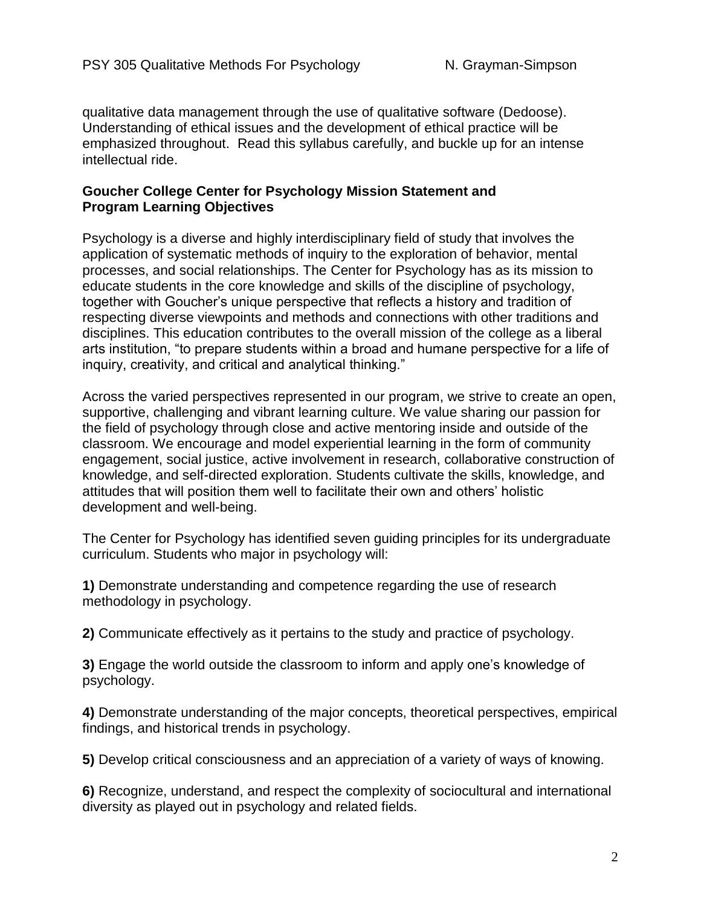qualitative data management through the use of qualitative software (Dedoose). Understanding of ethical issues and the development of ethical practice will be emphasized throughout. Read this syllabus carefully, and buckle up for an intense intellectual ride.

**Goucher College Center for Psychology Mission Statement and Program Learning Objectives**

Psychology is a diverse and highly interdisciplinary field of study that involves the application of systematic methods of inquiry to the exploration of behavior, mental processes, and social relationships. The Center for Psychology has as its mission to educate students in the core knowledge and skills of the discipline of psychology, together with Goucher's unique perspective that reflects a history and tradition of respecting diverse viewpoints and methods and connections with other traditions and disciplines. This education contributes to the overall mission of the college as a liberal arts institution, "to prepare students within a broad and humane perspective for a life of inquiry, creativity, and critical and analytical thinking."

Across the varied perspectives represented in our program, we strive to create an open, supportive, challenging and vibrant learning culture. We value sharing our passion for the field of psychology through close and active mentoring inside and outside of the classroom. We encourage and model experiential learning in the form of community engagement, social justice, active involvement in research, collaborative construction of knowledge, and self-directed exploration. Students cultivate the skills, knowledge, and attitudes that will position them well to facilitate their own and others' holistic development and well-being.

The Center for Psychology has identified seven guiding principles for its undergraduate curriculum. Students who major in psychology will:

**1)** Demonstrate understanding and competence regarding the use of research methodology in psychology.

**2)** Communicate effectively as it pertains to the study and practice of psychology.

**3)** Engage the world outside the classroom to inform and apply one's knowledge of psychology.

**4)** Demonstrate understanding of the major concepts, theoretical perspectives, empirical findings, and historical trends in psychology.

**5)** Develop critical consciousness and an appreciation of a variety of ways of knowing.

**6)** Recognize, understand, and respect the complexity of sociocultural and international diversity as played out in psychology and related fields.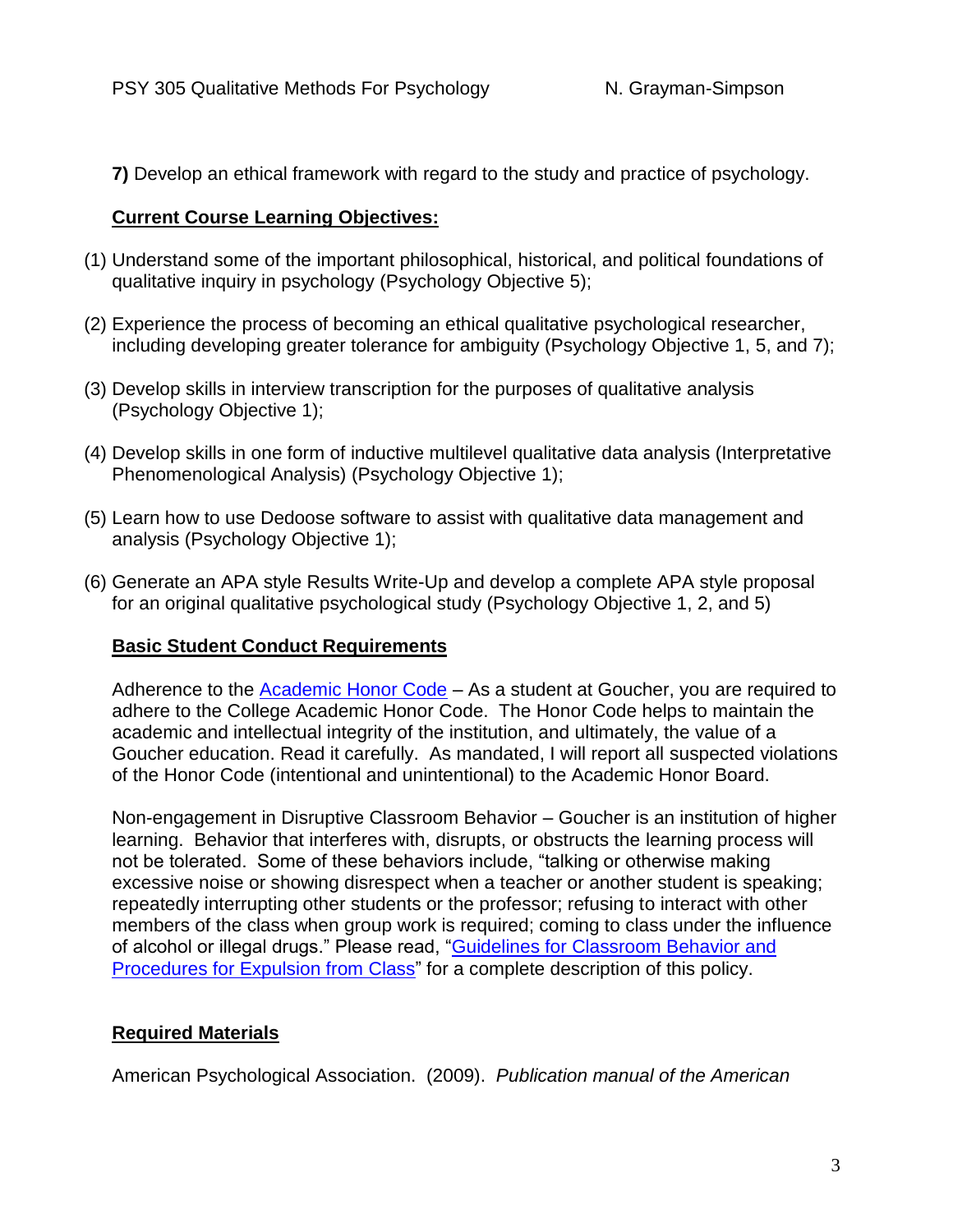**7)** Develop an ethical framework with regard to the study and practice of psychology.

## Current Course Learning Objectives:

(1) Understand some of the important philosophical, historical, and political foundations of qualitative inquiry in psychology (Psychology Objective 5);

(2) Experience the process of becoming an ethical qualitative psychological researcher, including developing greater tolerance for ambiguity (Psychology Objective 1, 5, and 7);

(3) Develop skills in interview transcription for the purposes of qualitative analysis (Psychology Objective 1);

(4) Develop skills in one form of inductive multilevel qualitative data analysis (Interpretative Phenomenological Analysis) (Psychology Objective 1);

(5) Learn how to use Dedoose software to assist with qualitative data management and analysis (Psychology Objective 1);

(6) Generate an APA style Results Write-Up and develop a complete APA style proposal for an original qualitative psychological study (Psychology Objective 1, 2, and 5)

## Basic Student Conduct Requirements

Adherence to the Academic Honor Code – As a student at Goucher, you are required to adhere to the College Academic Honor Code. The Honor Code helps to maintain the academic and intellectual integrity of the institution, and ultimately, the value of a Goucher education. Read it carefully. As mandated, I will report all suspected violations of the Honor Code (intentional and unintentional) to the Academic Honor Board.

Non-engagement in Disruptive Classroom Behavior – Goucher is an institution of higher learning. Behavior that interferes with, disrupts, or obstructs the learning process will not be tolerated. Some of these behaviors include, "talking or otherwise making excessive noise or showing disrespect when a teacher or another student is speaking; repeatedly interrupting other students or the professor; refusing to interact with other members of the class when group work is required; coming to class under the influence of alcohol or illegal drugs." Please read, "Guidelines for Classroom Behavior and Procedures for Expulsion from Class" for a complete description of this policy.

## Required Materials

American Psychological Association. (2009). *Publication manual of the American*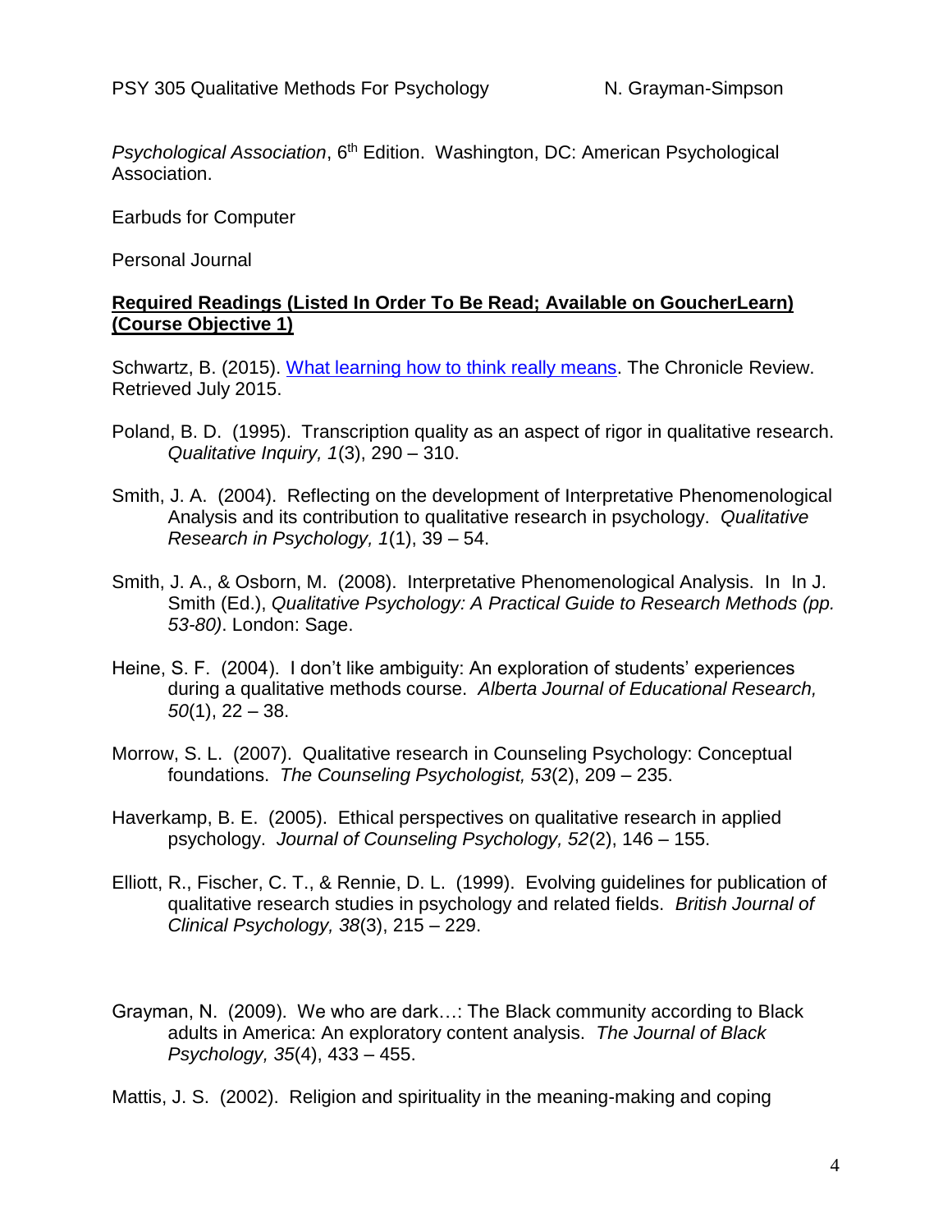*Psychological Association*, 6th Edition. Washington, DC: American Psychological Association.

Earbuds for Computer

Personal Journal

**Required Readings (Listed In Order To Be Read; Available on GoucherLearn) (Course Objective 1)**

Schwartz, B. (2015). [What learning how to think really means](). The Chronicle Review. Retrieved July 2015.

Poland, B. D. (1995). Transcription quality as an aspect of rigor in qualitative research. *Qualitative Inquiry, 1*(3), 290 – 310.

Smith, J. A. (2004). Reflecting on the development of Interpretative Phenomenological Analysis and its contribution to qualitative research in psychology. *Qualitative Research in Psychology, 1*(1), 39 – 54.

Smith, J. A., & Osborn, M. (2008). Interpretative Phenomenological Analysis. In In J. Smith (Ed.), *Qualitative Psychology: A Practical Guide to Research Methods (pp. 53-80)*. London: Sage.

Heine, S. F. (2004). I don't like ambiguity: An exploration of students' experiences during a qualitative methods course. *Alberta Journal of Educational Research, 50*(1), 22 – 38.

Morrow, S. L. (2007). Qualitative research in Counseling Psychology: Conceptual foundations. *The Counseling Psychologist, 53*(2), 209 – 235.

Haverkamp, B. E. (2005). Ethical perspectives on qualitative research in applied psychology. *Journal of Counseling Psychology, 52*(2), 146 – 155.

Elliott, R., Fischer, C. T., & Rennie, D. L. (1999). Evolving guidelines for publication of qualitative research studies in psychology and related fields. *British Journal of Clinical Psychology, 38*(3), 215 – 229.

Grayman, N. (2009). We who are dark…: The Black community according to Black adults in America: An exploratory content analysis. *The Journal of Black Psychology, 35*(4), 433 – 455.

Mattis, J. S. (2002). Religion and spirituality in the meaning-making and coping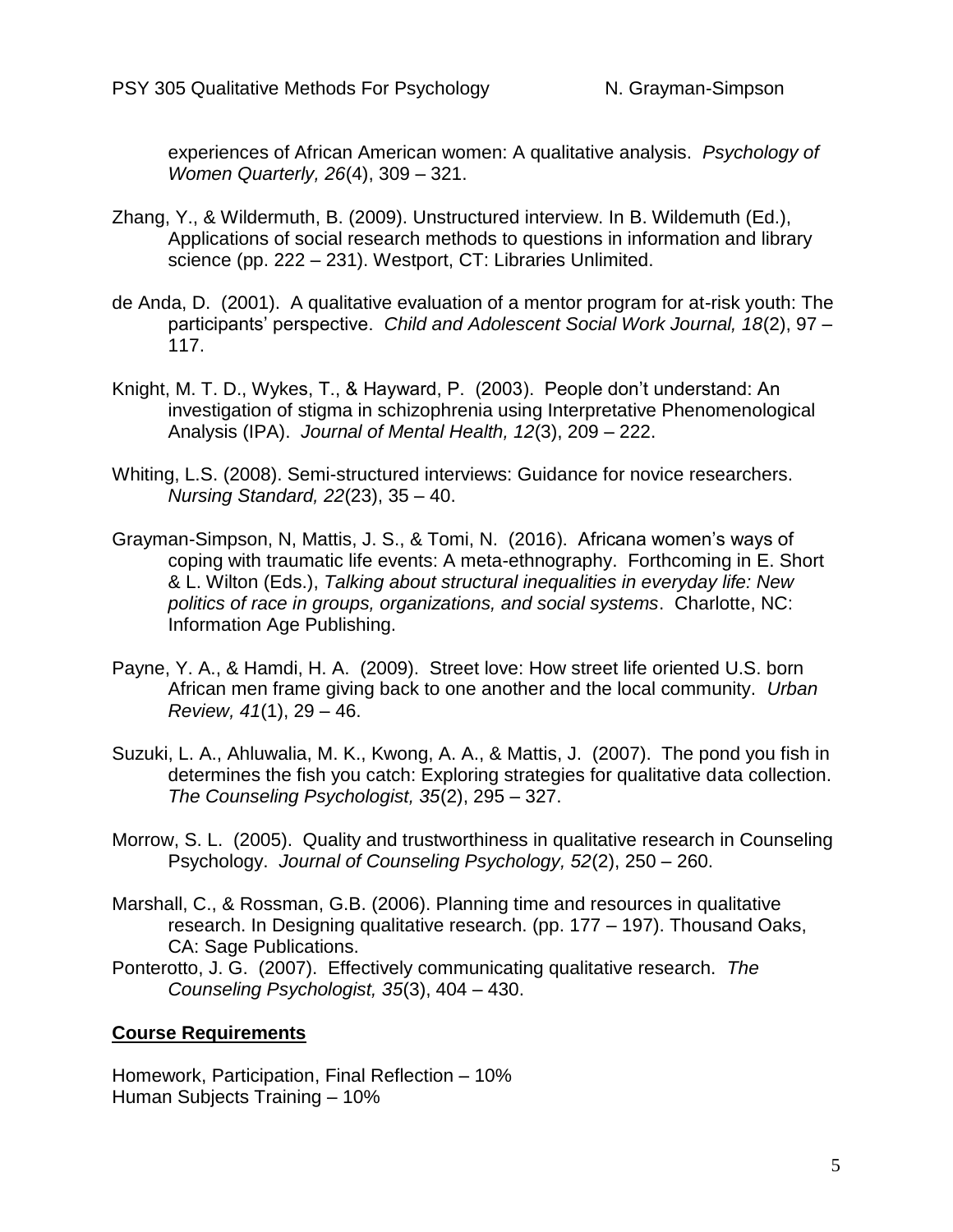experiences of African American women: A qualitative analysis. *Psychology of Women Quarterly, 26*(4), 309 – 321.

Zhang, Y., & Wildermuth, B. (2009). Unstructured interview. In B. Wildemuth (Ed.), Applications of social research methods to questions in information and library science (pp. 222 – 231). Westport, CT: Libraries Unlimited.

de Anda, D. (2001). A qualitative evaluation of a mentor program for at-risk youth: The participants' perspective. *Child and Adolescent Social Work Journal, 18*(2), 97 – 117.

Knight, M. T. D., Wykes, T., & Hayward, P. (2003). People don't understand: An investigation of stigma in schizophrenia using Interpretative Phenomenological Analysis (IPA). *Journal of Mental Health, 12*(3), 209 – 222.

Whiting, L.S. (2008). Semi-structured interviews: Guidance for novice researchers. *Nursing Standard, 22*(23), 35 – 40.

Grayman-Simpson, N, Mattis, J. S., & Tomi, N. (2016). Africana women's ways of coping with traumatic life events: A meta-ethnography. Forthcoming in E. Short & L. Wilton (Eds.), *Talking about structural inequalities in everyday life: New politics of race in groups, organizations, and social systems*. Charlotte, NC: Information Age Publishing.

Payne, Y. A., & Hamdi, H. A. (2009). Street love: How street life oriented U.S. born African men frame giving back to one another and the local community. *Urban Review, 41*(1), 29 – 46.

Suzuki, L. A., Ahluwalia, M. K., Kwong, A. A., & Mattis, J. (2007). The pond you fish in determines the fish you catch: Exploring strategies for qualitative data collection. *The Counseling Psychologist, 35*(2), 295 – 327.

Morrow, S. L. (2005). Quality and trustworthiness in qualitative research in Counseling Psychology. *Journal of Counseling Psychology, 52*(2), 250 – 260.

Marshall, C., & Rossman, G.B. (2006). Planning time and resources in qualitative research. In Designing qualitative research. (pp. 177 – 197). Thousand Oaks, CA: Sage Publications.

Ponterotto, J. G. (2007). Effectively communicating qualitative research. *The Counseling Psychologist, 35*(3), 404 – 430.

**Course Requirements**

Homework, Participation, Final Reflection – 10%
Human Subjects Training – 10%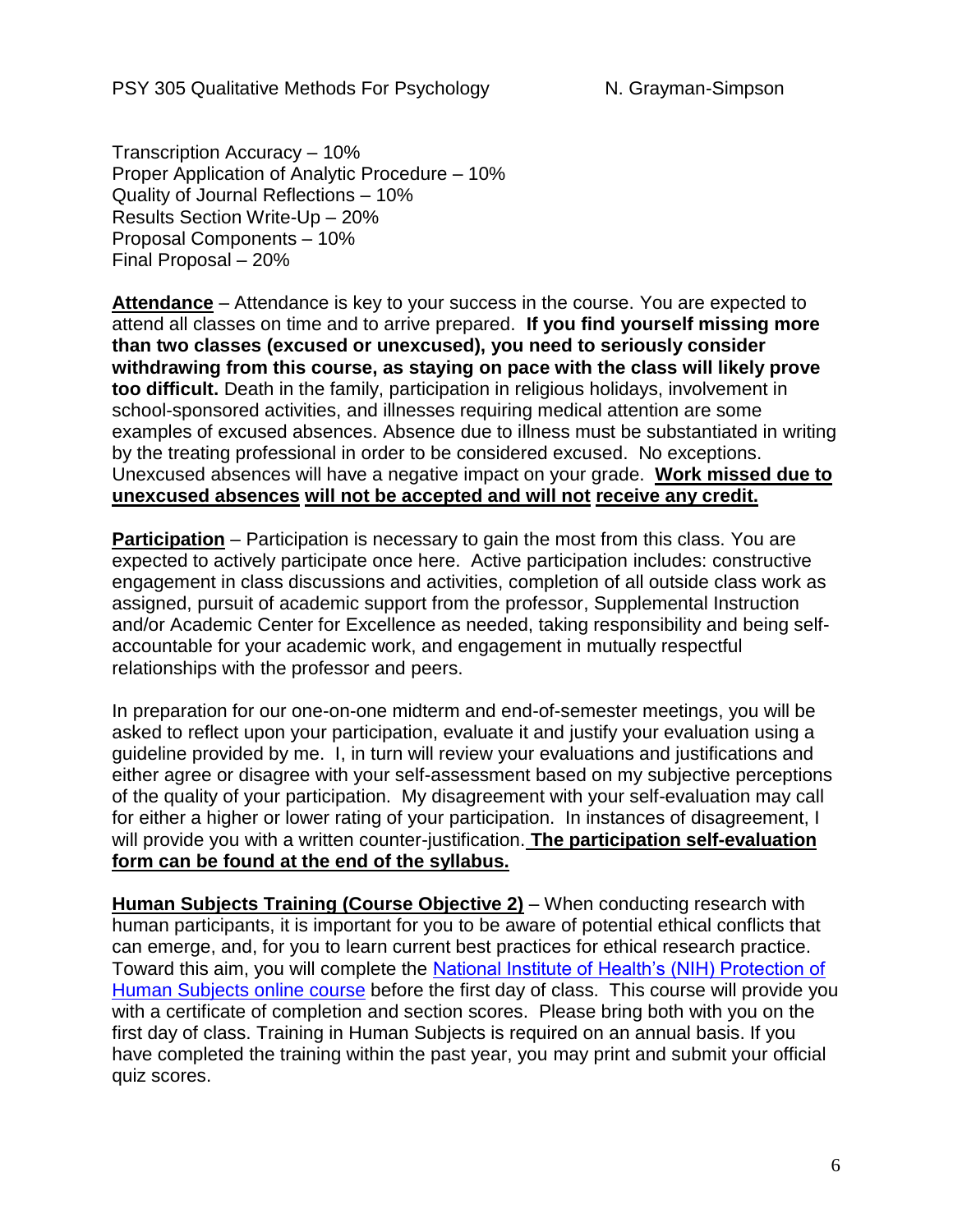Transcription Accuracy – 10%
Proper Application of Analytic Procedure – 10%
Quality of Journal Reflections – 10%
Results Section Write-Up – 20%
Proposal Components – 10%
Final Proposal – 20%

**Attendance** – Attendance is key to your success in the course. You are expected to attend all classes on time and to arrive prepared. **If you find yourself missing more than two classes (excused or unexcused), you need to seriously consider withdrawing from this course, as staying on pace with the class will likely prove too difficult.** Death in the family, participation in religious holidays, involvement in school-sponsored activities, and illnesses requiring medical attention are some examples of excused absences. Absence due to illness must be substantiated in writing by the treating professional in order to be considered excused. No exceptions. Unexcused absences will have a negative impact on your grade. **Work missed due to unexcused absences will not be accepted and will not receive any credit.**

**Participation** – Participation is necessary to gain the most from this class. You are expected to actively participate once here. Active participation includes: constructive engagement in class discussions and activities, completion of all outside class work as assigned, pursuit of academic support from the professor, Supplemental Instruction and/or Academic Center for Excellence as needed, taking responsibility and being self-accountable for your academic work, and engagement in mutually respectful relationships with the professor and peers.

In preparation for our one-on-one midterm and end-of-semester meetings, you will be asked to reflect upon your participation, evaluate it and justify your evaluation using a guideline provided by me. I, in turn will review your evaluations and justifications and either agree or disagree with your self-assessment based on my subjective perceptions of the quality of your participation. My disagreement with your self-evaluation may call for either a higher or lower rating of your participation. In instances of disagreement, I will provide you with a written counter-justification. **The participation self-evaluation form can be found at the end of the syllabus.**

**Human Subjects Training (Course Objective 2)** – When conducting research with human participants, it is important for you to be aware of potential ethical conflicts that can emerge, and, for you to learn current best practices for ethical research practice. Toward this aim, you will complete the National Institute of Health's (NIH) Protection of Human Subjects online course before the first day of class. This course will provide you with a certificate of completion and section scores. Please bring both with you on the first day of class. Training in Human Subjects is required on an annual basis. If you have completed the training within the past year, you may print and submit your official quiz scores.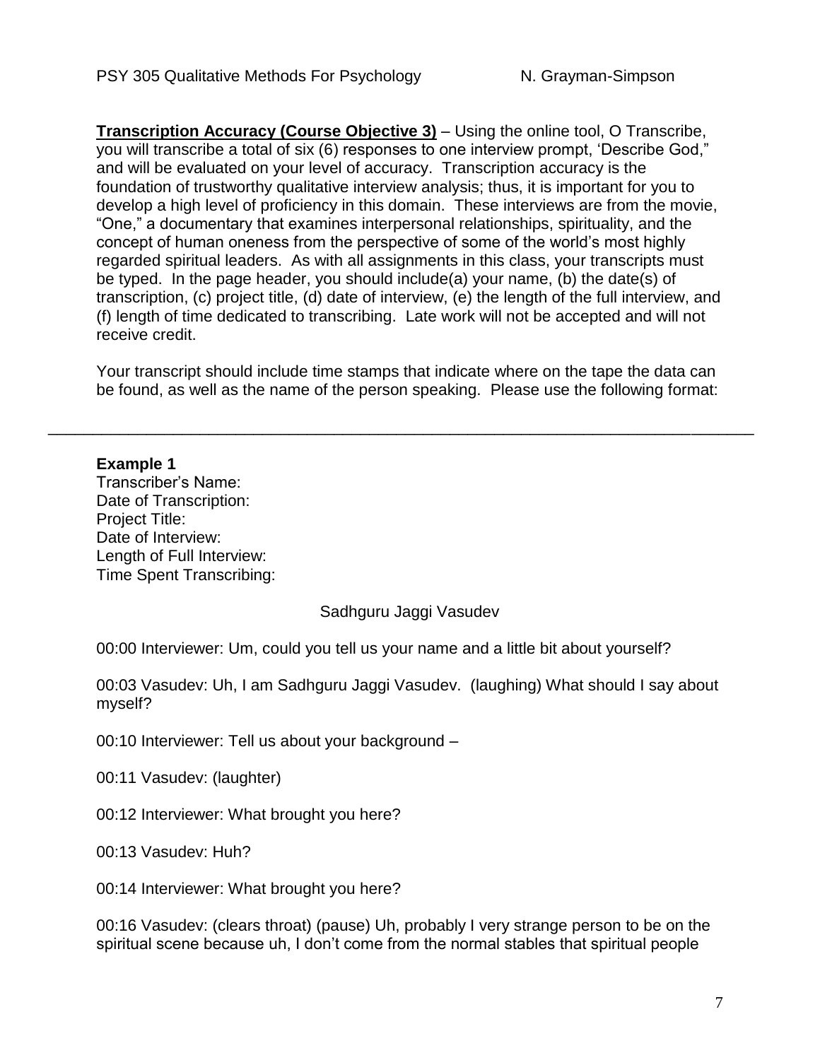**Transcription Accuracy (Course Objective 3)** – Using the online tool, O Transcribe, you will transcribe a total of six (6) responses to one interview prompt, 'Describe God," and will be evaluated on your level of accuracy. Transcription accuracy is the foundation of trustworthy qualitative interview analysis; thus, it is important for you to develop a high level of proficiency in this domain. These interviews are from the movie, "One," a documentary that examines interpersonal relationships, spirituality, and the concept of human oneness from the perspective of some of the world's most highly regarded spiritual leaders. As with all assignments in this class, your transcripts must be typed. In the page header, you should include(a) your name, (b) the date(s) of transcription, (c) project title, (d) date of interview, (e) the length of the full interview, and (f) length of time dedicated to transcribing. Late work will not be accepted and will not receive credit.

Your transcript should include time stamps that indicate where on the tape the data can be found, as well as the name of the person speaking. Please use the following format:

---

**Example 1**
Transcriber's Name:
Date of Transcription:
Project Title:
Date of Interview:
Length of Full Interview:
Time Spent Transcribing:

Sadhguru Jaggi Vasudev

00:00 Interviewer: Um, could you tell us your name and a little bit about yourself?

00:03 Vasudev: Uh, I am Sadhguru Jaggi Vasudev. (laughing) What should I say about myself?

00:10 Interviewer: Tell us about your background –

00:11 Vasudev: (laughter)

00:12 Interviewer: What brought you here?

00:13 Vasudev: Huh?

00:14 Interviewer: What brought you here?

00:16 Vasudev: (clears throat) (pause) Uh, probably I very strange person to be on the spiritual scene because uh, I don't come from the normal stables that spiritual people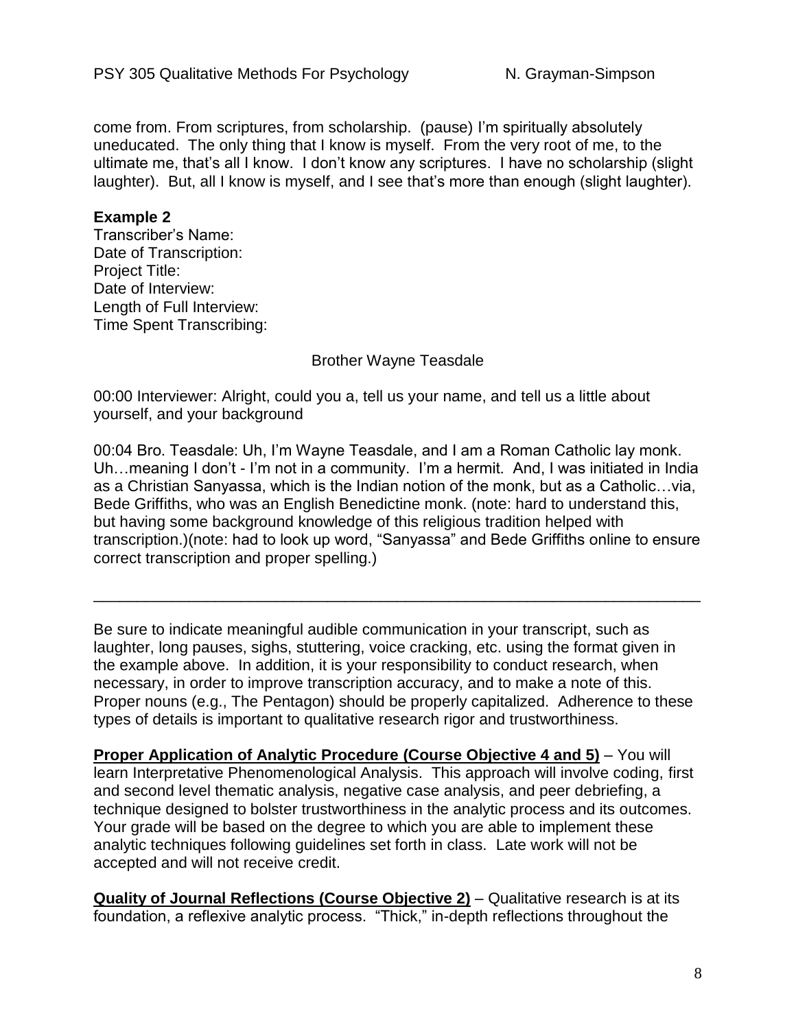come from. From scriptures, from scholarship. (pause) I'm spiritually absolutely uneducated. The only thing that I know is myself. From the very root of me, to the ultimate me, that's all I know. I don't know any scriptures. I have no scholarship (slight laughter). But, all I know is myself, and I see that's more than enough (slight laughter).

**Example 2**

Transcriber's Name:
Date of Transcription:
Project Title:
Date of Interview:
Length of Full Interview:
Time Spent Transcribing:

Brother Wayne Teasdale

00:00 Interviewer: Alright, could you a, tell us your name, and tell us a little about yourself, and your background

00:04 Bro. Teasdale: Uh, I'm Wayne Teasdale, and I am a Roman Catholic lay monk. Uh…meaning I don't - I'm not in a community. I'm a hermit. And, I was initiated in India as a Christian Sanyassa, which is the Indian notion of the monk, but as a Catholic…via, Bede Griffiths, who was an English Benedictine monk. (note: hard to understand this, but having some background knowledge of this religious tradition helped with transcription.)(note: had to look up word, "Sanyassa" and Bede Griffiths online to ensure correct transcription and proper spelling.)

---

Be sure to indicate meaningful audible communication in your transcript, such as laughter, long pauses, sighs, stuttering, voice cracking, etc. using the format given in the example above. In addition, it is your responsibility to conduct research, when necessary, in order to improve transcription accuracy, and to make a note of this. Proper nouns (e.g., The Pentagon) should be properly capitalized. Adherence to these types of details is important to qualitative research rigor and trustworthiness.

**Proper Application of Analytic Procedure (Course Objective 4 and 5)** – You will learn Interpretative Phenomenological Analysis. This approach will involve coding, first and second level thematic analysis, negative case analysis, and peer debriefing, a technique designed to bolster trustworthiness in the analytic process and its outcomes. Your grade will be based on the degree to which you are able to implement these analytic techniques following guidelines set forth in class. Late work will not be accepted and will not receive credit.

**Quality of Journal Reflections (Course Objective 2)** – Qualitative research is at its foundation, a reflexive analytic process. "Thick," in-depth reflections throughout the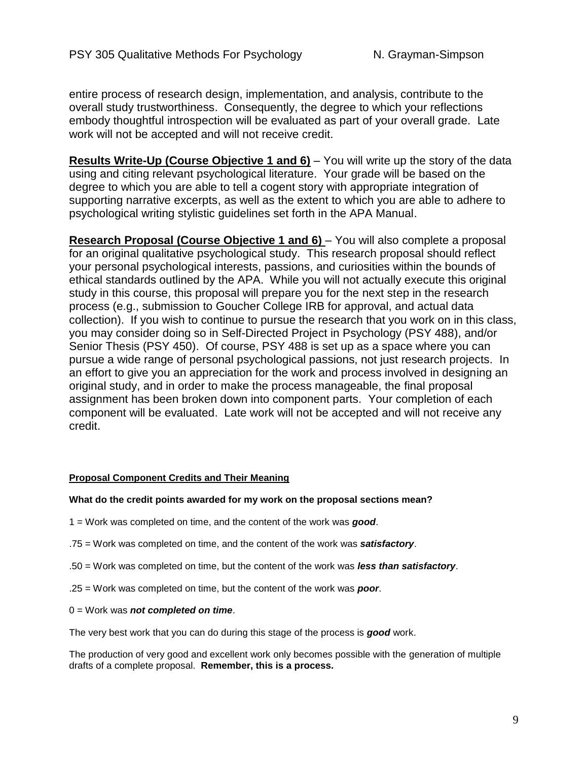entire process of research design, implementation, and analysis, contribute to the overall study trustworthiness. Consequently, the degree to which your reflections embody thoughtful introspection will be evaluated as part of your overall grade. Late work will not be accepted and will not receive credit.

**Results Write-Up (Course Objective 1 and 6)** – You will write up the story of the data using and citing relevant psychological literature. Your grade will be based on the degree to which you are able to tell a cogent story with appropriate integration of supporting narrative excerpts, as well as the extent to which you are able to adhere to psychological writing stylistic guidelines set forth in the APA Manual.

**Research Proposal (Course Objective 1 and 6)** – You will also complete a proposal for an original qualitative psychological study. This research proposal should reflect your personal psychological interests, passions, and curiosities within the bounds of ethical standards outlined by the APA. While you will not actually execute this original study in this course, this proposal will prepare you for the next step in the research process (e.g., submission to Goucher College IRB for approval, and actual data collection). If you wish to continue to pursue the research that you work on in this class, you may consider doing so in Self-Directed Project in Psychology (PSY 488), and/or Senior Thesis (PSY 450). Of course, PSY 488 is set up as a space where you can pursue a wide range of personal psychological passions, not just research projects. In an effort to give you an appreciation for the work and process involved in designing an original study, and in order to make the process manageable, the final proposal assignment has been broken down into component parts. Your completion of each component will be evaluated. Late work will not be accepted and will not receive any credit.

**Proposal Component Credits and Their Meaning**

**What do the credit points awarded for my work on the proposal sections mean?**

1 = Work was completed on time, and the content of the work was ***good***.

.75 = Work was completed on time, and the content of the work was ***satisfactory***.

.50 = Work was completed on time, but the content of the work was ***less than satisfactory***.

.25 = Work was completed on time, but the content of the work was ***poor***.

0 = Work was ***not completed on time***.

The very best work that you can do during this stage of the process is ***good*** work.

The production of very good and excellent work only becomes possible with the generation of multiple drafts of a complete proposal. **Remember, this is a process.**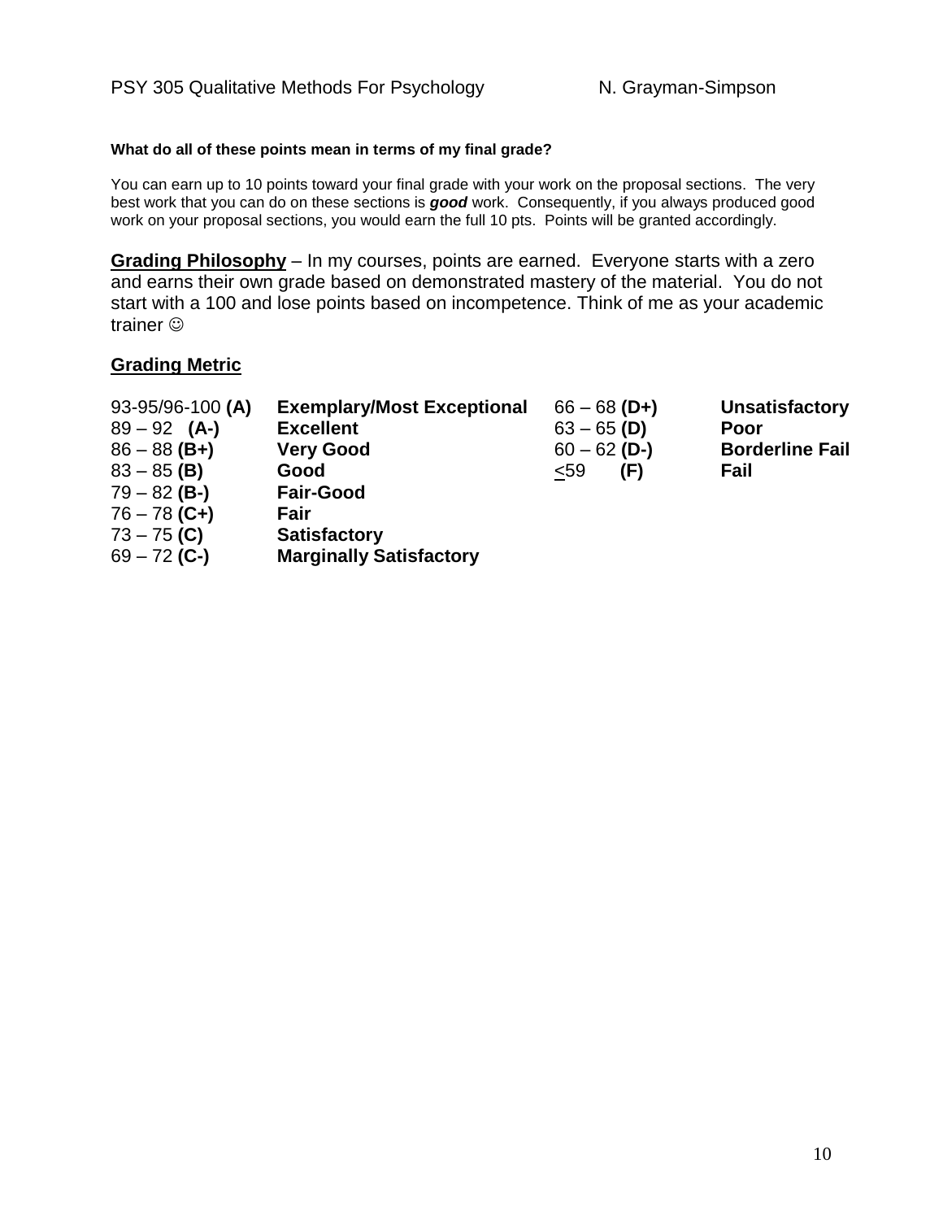**What do all of these points mean in terms of my final grade?**

You can earn up to 10 points toward your final grade with your work on the proposal sections. The very best work that you can do on these sections is ***good*** work. Consequently, if you always produced good work on your proposal sections, you would earn the full 10 pts. Points will be granted accordingly.

**Grading Philosophy** – In my courses, points are earned. Everyone starts with a zero and earns their own grade based on demonstrated mastery of the material. You do not start with a 100 and lose points based on incompetence. Think of me as your academic trainer ☺

## Grading Metric

| | | | |
|---|---|---|---|
| 93-95/96-100 **(A)** | **Exemplary/Most Exceptional** | 66 – 68 **(D+)** | **Unsatisfactory** |
| 89 – 92 **(A-)** | **Excellent** | 63 – 65 **(D)** | **Poor** |
| 86 – 88 **(B+)** | **Very Good** | 60 – 62 **(D-)** | **Borderline Fail** |
| 83 – 85 **(B)** | **Good** | ≤59 **(F)** | **Fail** |
| 79 – 82 **(B-)** | **Fair-Good** | | |
| 76 – 78 **(C+)** | **Fair** | | |
| 73 – 75 **(C)** | **Satisfactory** | | |
| 69 – 72 **(C-)** | **Marginally Satisfactory** | | |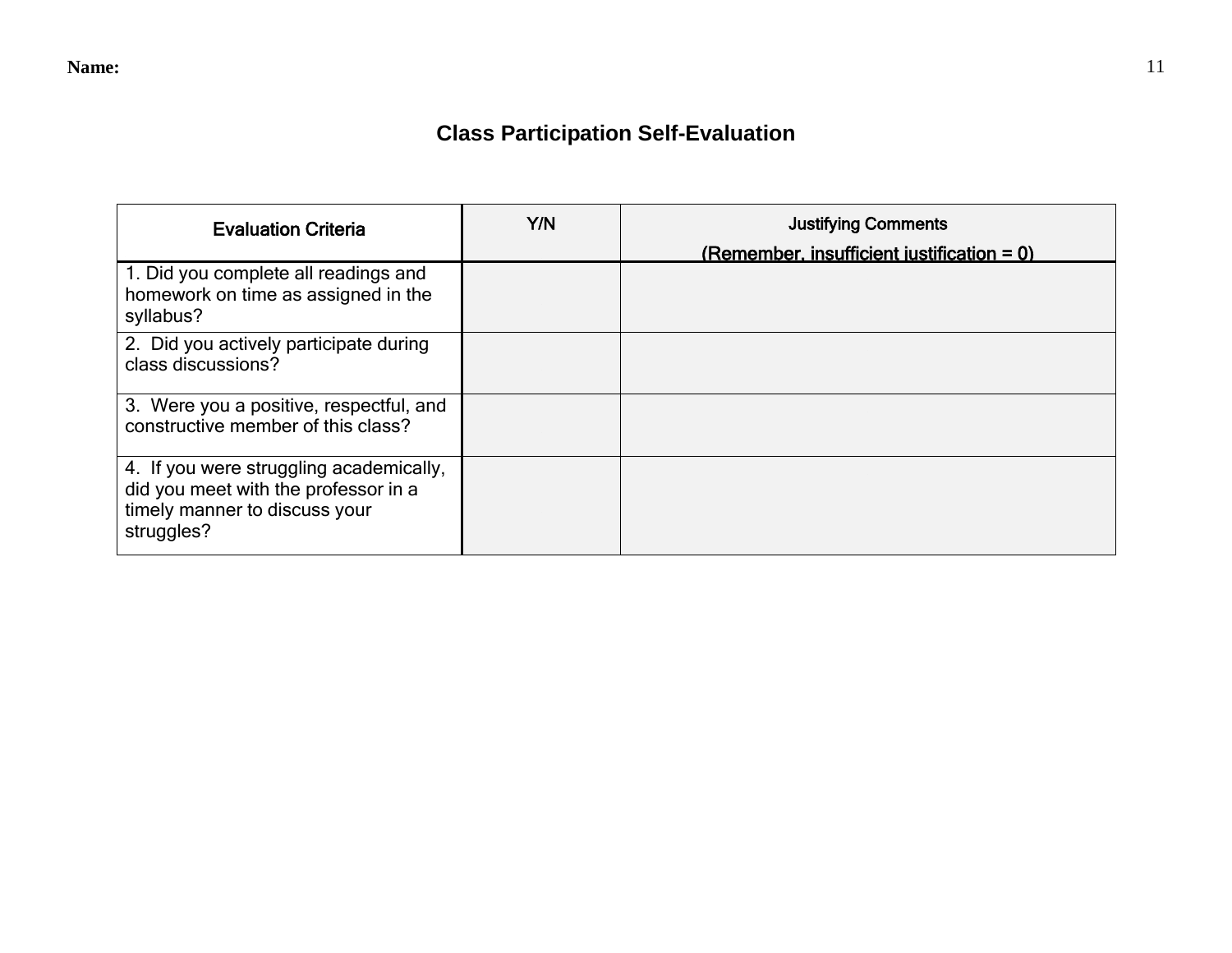**Name:**

## Class Participation Self-Evaluation

| Evaluation Criteria | Y/N | Justifying Comments (Remember, insufficient justification = 0) |
|---|---|---|
| 1. Did you complete all readings and homework on time as assigned in the syllabus? | | |
| 2. Did you actively participate during class discussions? | | |
| 3. Were you a positive, respectful, and constructive member of this class? | | |
| 4. If you were struggling academically, did you meet with the professor in a timely manner to discuss your struggles? | | |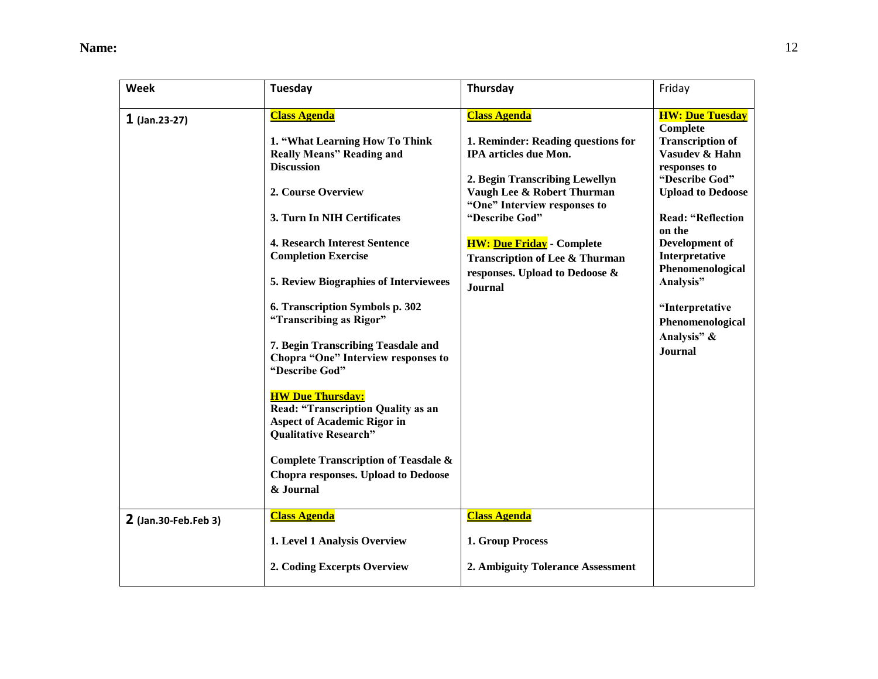**Name:**

| Week | Tuesday | Thursday | Friday |
| --- | --- | --- | --- |
| **1** (Jan.23-27) | **Class Agenda**<br><br>**1. "What Learning How To Think Really Means" Reading and Discussion**<br><br>**2. Course Overview**<br><br>**3. Turn In NIH Certificates**<br><br>**4. Research Interest Sentence Completion Exercise**<br><br>**5. Review Biographies of Interviewees**<br><br>**6. Transcription Symbols p. 302 "Transcribing as Rigor"**<br><br>**7. Begin Transcribing Teasdale and Chopra "One" Interview responses to "Describe God"**<br><br>**HW Due Thursday:**<br>**Read: "Transcription Quality as an Aspect of Academic Rigor in Qualitative Research"**<br><br>**Complete Transcription of Teasdale & Chopra responses. Upload to Dedoose & Journal** | **Class Agenda**<br><br>**1. Reminder: Reading questions for IPA articles due Mon.**<br><br>**2. Begin Transcribing Lewellyn Vaugh Lee & Robert Thurman "One" Interview responses to "Describe God"**<br><br>**HW: Due Friday - Complete Transcription of Lee & Thurman responses. Upload to Dedoose & Journal** | **HW: Due Tuesday Complete Transcription of Vasudev & Hahn responses to "Describe God" Upload to Dedoose**<br><br>**Read: "Reflection on the Development of Interpretative Phenomenological Analysis"**<br><br>**"Interpretative Phenomenological Analysis" & Journal** |
| **2** (Jan.30-Feb.Feb 3) | **Class Agenda**<br><br>**1. Level 1 Analysis Overview**<br><br>**2. Coding Excerpts Overview** | **Class Agenda**<br><br>**1. Group Process**<br><br>**2. Ambiguity Tolerance Assessment** | |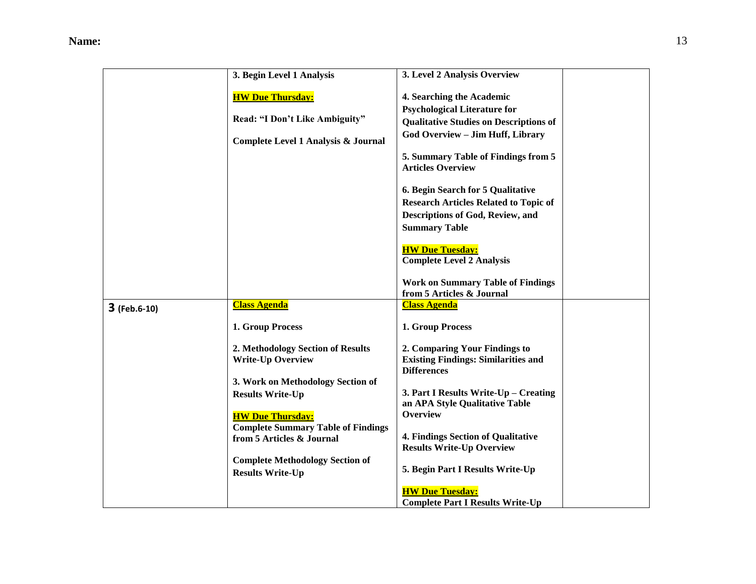**Name:**

| | | | |
|---|---|---|---|
| | **3. Begin Level 1 Analysis**<br><br>**HW Due Thursday:**<br><br>**Read: "I Don't Like Ambiguity"**<br><br>**Complete Level 1 Analysis & Journal** | **3. Level 2 Analysis Overview**<br><br>**4. Searching the Academic Psychological Literature for Qualitative Studies on Descriptions of God Overview – Jim Huff, Library**<br><br>**5. Summary Table of Findings from 5 Articles Overview**<br><br>**6. Begin Search for 5 Qualitative Research Articles Related to Topic of Descriptions of God, Review, and Summary Table**<br><br>**HW Due Tuesday:**<br>**Complete Level 2 Analysis**<br><br>**Work on Summary Table of Findings from 5 Articles & Journal** | |
| **3** (Feb.6-10) | **Class Agenda**<br><br>**1. Group Process**<br><br>**2. Methodology Section of Results Write-Up Overview**<br><br>**3. Work on Methodology Section of Results Write-Up**<br><br>**HW Due Thursday:**<br>**Complete Summary Table of Findings from 5 Articles & Journal**<br><br>**Complete Methodology Section of Results Write-Up** | **Class Agenda**<br><br>**1. Group Process**<br><br>**2. Comparing Your Findings to Existing Findings: Similarities and Differences**<br><br>**3. Part I Results Write-Up – Creating an APA Style Qualitative Table Overview**<br><br>**4. Findings Section of Qualitative Results Write-Up Overview**<br><br>**5. Begin Part I Results Write-Up**<br><br>**HW Due Tuesday:**<br>**Complete Part I Results Write-Up** | |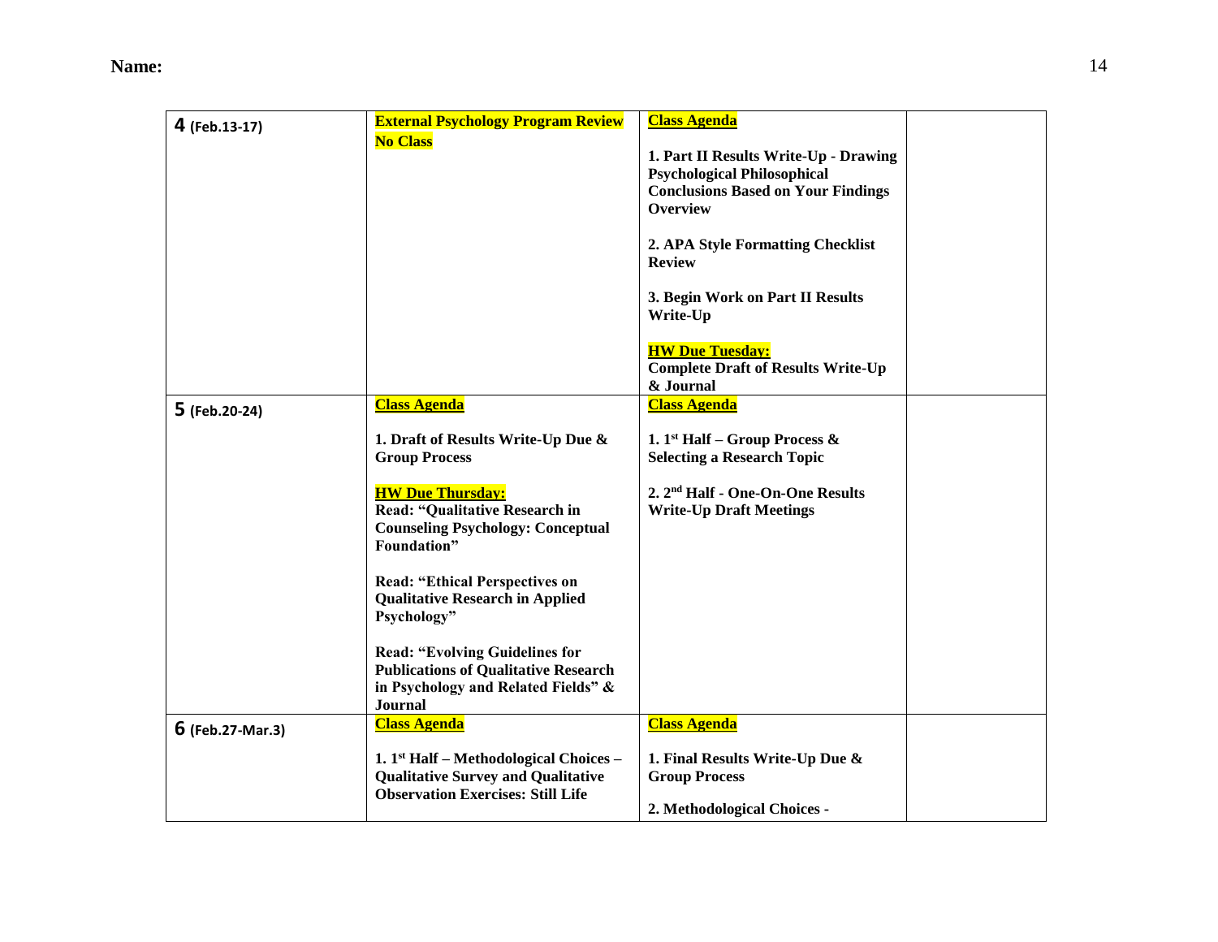**Name:**

| | | | |
|---|---|---|---|
| **4** (Feb.13-17) | **External Psychology Program Review No Class** | **Class Agenda**<br><br>**1. Part II Results Write-Up - Drawing Psychological Philosophical Conclusions Based on Your Findings Overview**<br><br>**2. APA Style Formatting Checklist Review**<br><br>**3. Begin Work on Part II Results Write-Up**<br><br>**HW Due Tuesday:**<br>**Complete Draft of Results Write-Up & Journal** | |
| **5** (Feb.20-24) | **Class Agenda**<br><br>**1. Draft of Results Write-Up Due & Group Process**<br><br>**HW Due Thursday:**<br>**Read: "Qualitative Research in Counseling Psychology: Conceptual Foundation"**<br><br>**Read: "Ethical Perspectives on Qualitative Research in Applied Psychology"**<br><br>**Read: "Evolving Guidelines for Publications of Qualitative Research in Psychology and Related Fields" & Journal** | **Class Agenda**<br><br>**1. 1st Half – Group Process & Selecting a Research Topic**<br><br>**2. 2nd Half - One-On-One Results Write-Up Draft Meetings** | |
| **6** (Feb.27-Mar.3) | **Class Agenda**<br><br>**1. 1st Half – Methodological Choices – Qualitative Survey and Qualitative Observation Exercises: Still Life** | **Class Agenda**<br><br>**1. Final Results Write-Up Due & Group Process**<br><br>**2. Methodological Choices -** | |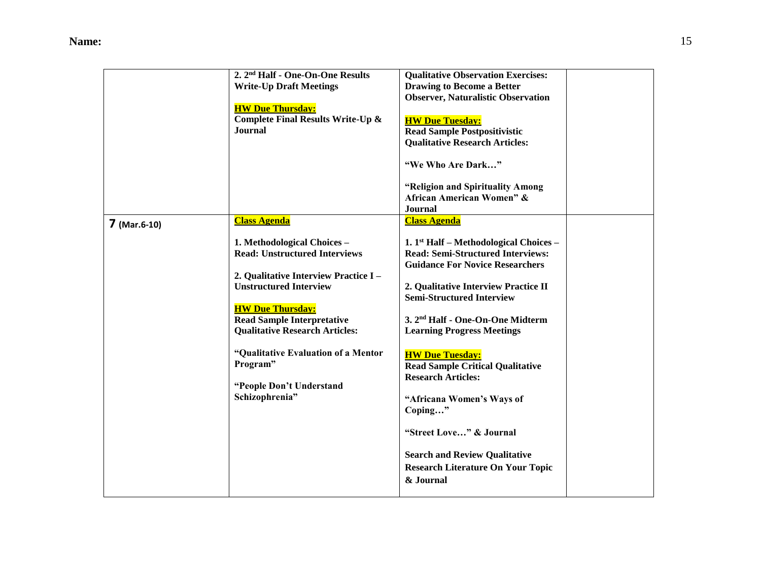**Name:**

| | | | |
|---|---|---|---|
| | 2. 2nd Half - One-On-One Results Write-Up Draft Meetings<br><br>**HW Due Thursday:**<br>Complete Final Results Write-Up & Journal | Qualitative Observation Exercises: Drawing to Become a Better Observer, Naturalistic Observation<br><br>**HW Due Tuesday:**<br>Read Sample Postpositivistic Qualitative Research Articles:<br><br>"We Who Are Dark…"<br><br>"Religion and Spirituality Among African American Women" & Journal | |
| **7** (Mar.6-10) | **Class Agenda**<br><br>1. Methodological Choices – Read: Unstructured Interviews<br><br>2. Qualitative Interview Practice I – Unstructured Interview<br><br>**HW Due Thursday:**<br>Read Sample Interpretative Qualitative Research Articles:<br><br>"Qualitative Evaluation of a Mentor Program"<br><br>"People Don't Understand Schizophrenia" | **Class Agenda**<br><br>1. 1st Half – Methodological Choices – Read: Semi-Structured Interviews: Guidance For Novice Researchers<br><br>2. Qualitative Interview Practice II Semi-Structured Interview<br><br>3. 2nd Half - One-On-One Midterm Learning Progress Meetings<br><br>**HW Due Tuesday:**<br>Read Sample Critical Qualitative Research Articles:<br><br>"Africana Women's Ways of Coping…"<br><br>"Street Love…" & Journal<br><br>Search and Review Qualitative Research Literature On Your Topic & Journal | |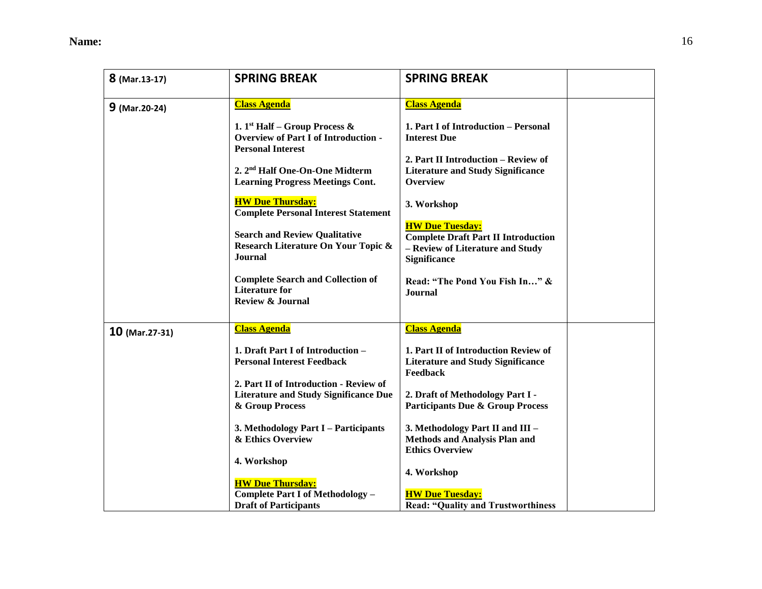**Name:**

| 8 (Mar.13-17) | SPRING BREAK | SPRING BREAK | |
|---|---|---|---|
| 9 (Mar.20-24) | **Class Agenda**<br><br>**1. 1st Half – Group Process & Overview of Part I of Introduction - Personal Interest**<br><br>**2. 2nd Half One-On-One Midterm Learning Progress Meetings Cont.**<br><br>**HW Due Thursday:**<br>**Complete Personal Interest Statement**<br><br>**Search and Review Qualitative Research Literature On Your Topic & Journal**<br><br>**Complete Search and Collection of Literature for Review & Journal** | **Class Agenda**<br><br>**1. Part I of Introduction – Personal Interest Due**<br><br>**2. Part II Introduction – Review of Literature and Study Significance Overview**<br><br>**3. Workshop**<br><br>**HW Due Tuesday:**<br>**Complete Draft Part II Introduction – Review of Literature and Study Significance**<br><br>**Read: "The Pond You Fish In…" & Journal** | |
| 10 (Mar.27-31) | **Class Agenda**<br><br>**1. Draft Part I of Introduction – Personal Interest Feedback**<br><br>**2. Part II of Introduction - Review of Literature and Study Significance Due & Group Process**<br><br>**3. Methodology Part I – Participants & Ethics Overview**<br><br>**4. Workshop**<br><br>**HW Due Thursday:**<br>**Complete Part I of Methodology – Draft of Participants** | **Class Agenda**<br><br>**1. Part II of Introduction Review of Literature and Study Significance Feedback**<br><br>**2. Draft of Methodology Part I - Participants Due & Group Process**<br><br>**3. Methodology Part II and III – Methods and Analysis Plan and Ethics Overview**<br><br>**4. Workshop**<br><br>**HW Due Tuesday:**<br>**Read: "Quality and Trustworthiness** | |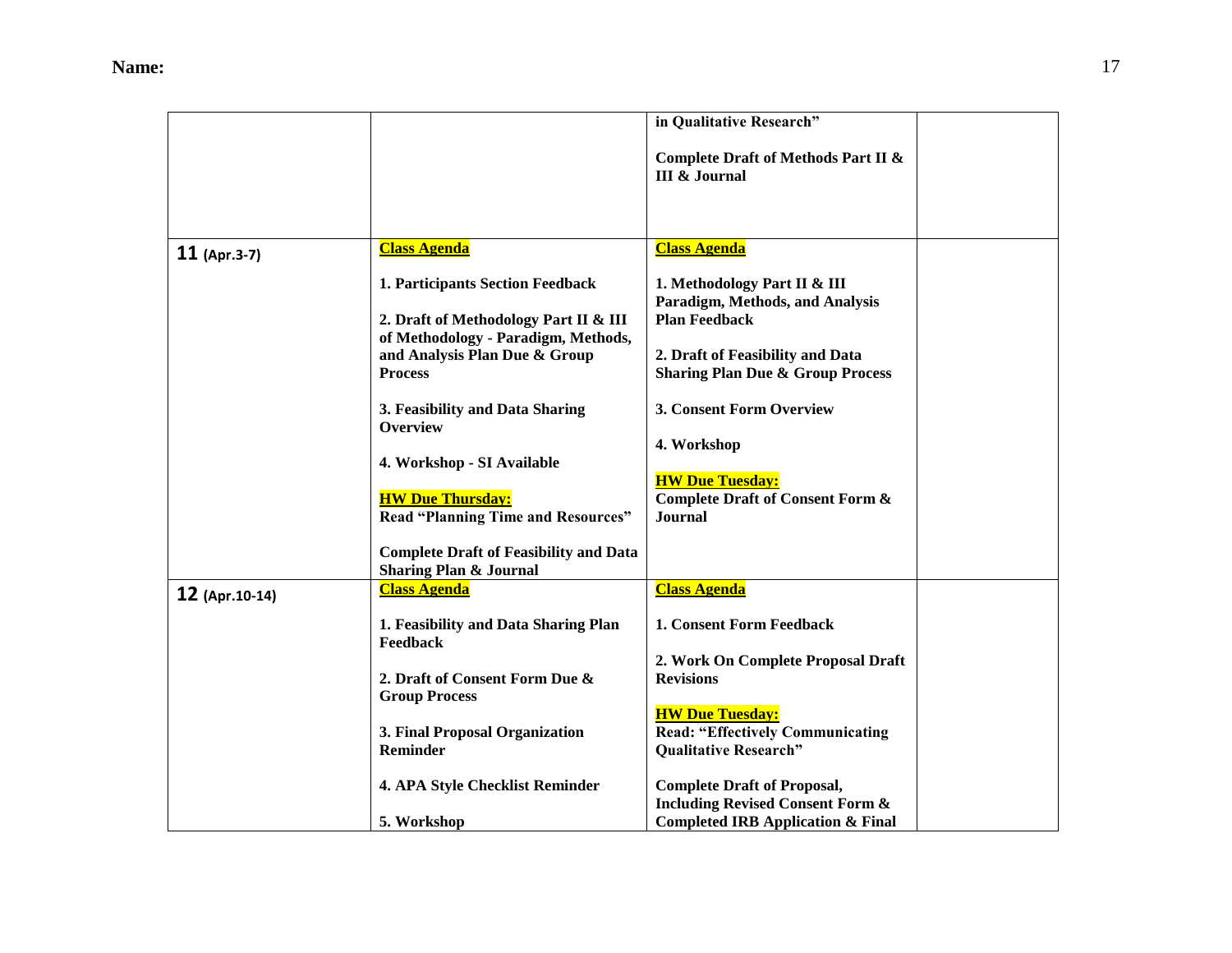**Name:**

| | | | |
|---|---|---|---|
| | | **in Qualitative Research"**<br><br>**Complete Draft of Methods Part II & III & Journal** | |
| **11** (Apr.3-7) | **Class Agenda**<br><br>**1. Participants Section Feedback**<br><br>**2. Draft of Methodology Part II & III of Methodology - Paradigm, Methods, and Analysis Plan Due & Group Process**<br><br>**3. Feasibility and Data Sharing Overview**<br><br>**4. Workshop - SI Available**<br><br>**HW Due Thursday:**<br>**Read "Planning Time and Resources"**<br><br>**Complete Draft of Feasibility and Data Sharing Plan & Journal** | **Class Agenda**<br><br>**1. Methodology Part II & III Paradigm, Methods, and Analysis Plan Feedback**<br><br>**2. Draft of Feasibility and Data Sharing Plan Due & Group Process**<br><br>**3. Consent Form Overview**<br><br>**4. Workshop**<br><br>**HW Due Tuesday:**<br>**Complete Draft of Consent Form & Journal** | |
| **12** (Apr.10-14) | **Class Agenda**<br><br>**1. Feasibility and Data Sharing Plan Feedback**<br><br>**2. Draft of Consent Form Due & Group Process**<br><br>**3. Final Proposal Organization Reminder**<br><br>**4. APA Style Checklist Reminder**<br><br>**5. Workshop** | **Class Agenda**<br><br>**1. Consent Form Feedback**<br><br>**2. Work On Complete Proposal Draft Revisions**<br><br>**HW Due Tuesday:**<br>**Read: "Effectively Communicating Qualitative Research"**<br><br>**Complete Draft of Proposal, Including Revised Consent Form & Completed IRB Application & Final** | |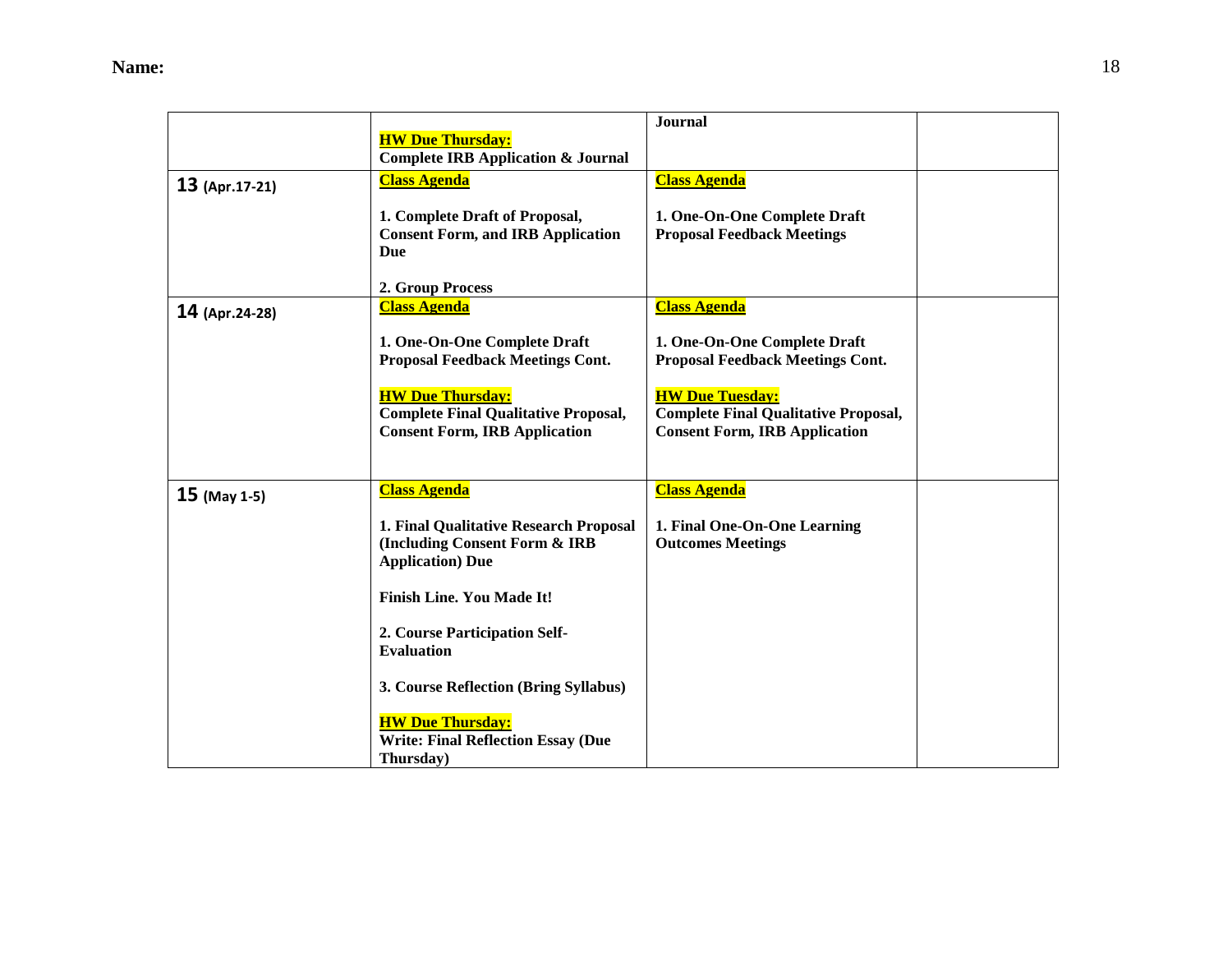**Name:**

| | | | |
|---|---|---|---|
| | **HW Due Thursday:**<br>**Complete IRB Application & Journal** | **Journal** | |
| **13** **(Apr.17-21)** | **Class Agenda**<br><br>**1. Complete Draft of Proposal, Consent Form, and IRB Application Due**<br><br>**2. Group Process** | **Class Agenda**<br><br>**1. One-On-One Complete Draft Proposal Feedback Meetings** | |
| **14** **(Apr.24-28)** | **Class Agenda**<br><br>**1. One-On-One Complete Draft Proposal Feedback Meetings Cont.**<br><br>**HW Due Thursday:**<br>**Complete Final Qualitative Proposal, Consent Form, IRB Application** | **Class Agenda**<br><br>**1. One-On-One Complete Draft Proposal Feedback Meetings Cont.**<br><br>**HW Due Tuesday:**<br>**Complete Final Qualitative Proposal, Consent Form, IRB Application** | |
| **15** **(May 1-5)** | **Class Agenda**<br><br>**1. Final Qualitative Research Proposal (Including Consent Form & IRB Application) Due**<br><br>**Finish Line. You Made It!**<br><br>**2. Course Participation Self-Evaluation**<br><br>**3. Course Reflection (Bring Syllabus)**<br><br>**HW Due Thursday:**<br>**Write: Final Reflection Essay (Due Thursday)** | **Class Agenda**<br><br>**1. Final One-On-One Learning Outcomes Meetings** | |